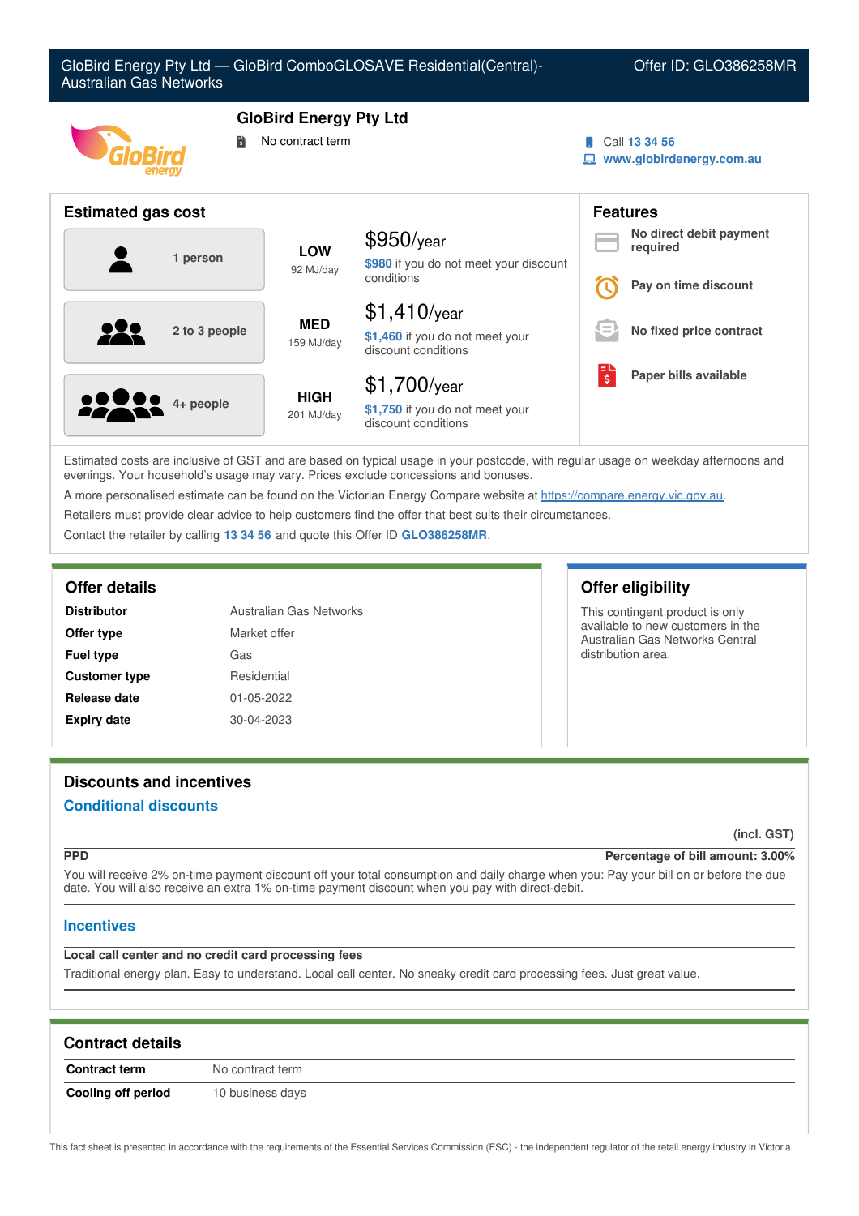# GloBird Energy Pty Ltd — GloBird ComboGLOSAVE Residential(Central)-Australian Gas Networks

Offer ID: GLO386258MR

## GloBird Energy Pty Ltd

No contract term

Call 13 34 56
www.globirdenergy.com.au

## Estimated gas cost

| Household | Usage | Cost |
|---|---|---|
| 1 person | **LOW** 92 MJ/day | $950/year — $980 if you do not meet your discount conditions |
| 2 to 3 people | **MED** 159 MJ/day | $1,410/year — $1,460 if you do not meet your discount conditions |
| 4+ people | **HIGH** 201 MJ/day | $1,700/year — $1,750 if you do not meet your discount conditions |

## Features

- No direct debit payment required
- Pay on time discount
- No fixed price contract
- Paper bills available

Estimated costs are inclusive of GST and are based on typical usage in your postcode, with regular usage on weekday afternoons and evenings. Your household's usage may vary. Prices exclude concessions and bonuses.

A more personalised estimate can be found on the Victorian Energy Compare website at https://compare.energy.vic.gov.au.

Retailers must provide clear advice to help customers find the offer that best suits their circumstances.

Contact the retailer by calling 13 34 56 and quote this Offer ID GLO386258MR.

## Offer details

| | |
|---|---|
| **Distributor** | Australian Gas Networks |
| **Offer type** | Market offer |
| **Fuel type** | Gas |
| **Customer type** | Residential |
| **Release date** | 01-05-2022 |
| **Expiry date** | 30-04-2023 |

## Offer eligibility

This contingent product is only available to new customers in the Australian Gas Networks Central distribution area.

## Discounts and incentives

### Conditional discounts

(incl. GST)

**PPD** — **Percentage of bill amount: 3.00%**

You will receive 2% on-time payment discount off your total consumption and daily charge when you: Pay your bill on or before the due date. You will also receive an extra 1% on-time payment discount when you pay with direct-debit.

### Incentives

**Local call center and no credit card processing fees**

Traditional energy plan. Easy to understand. Local call center. No sneaky credit card processing fees. Just great value.

## Contract details

| | |
|---|---|
| **Contract term** | No contract term |
| **Cooling off period** | 10 business days |

This fact sheet is presented in accordance with the requirements of the Essential Services Commission (ESC) - the independent regulator of the retail energy industry in Victoria.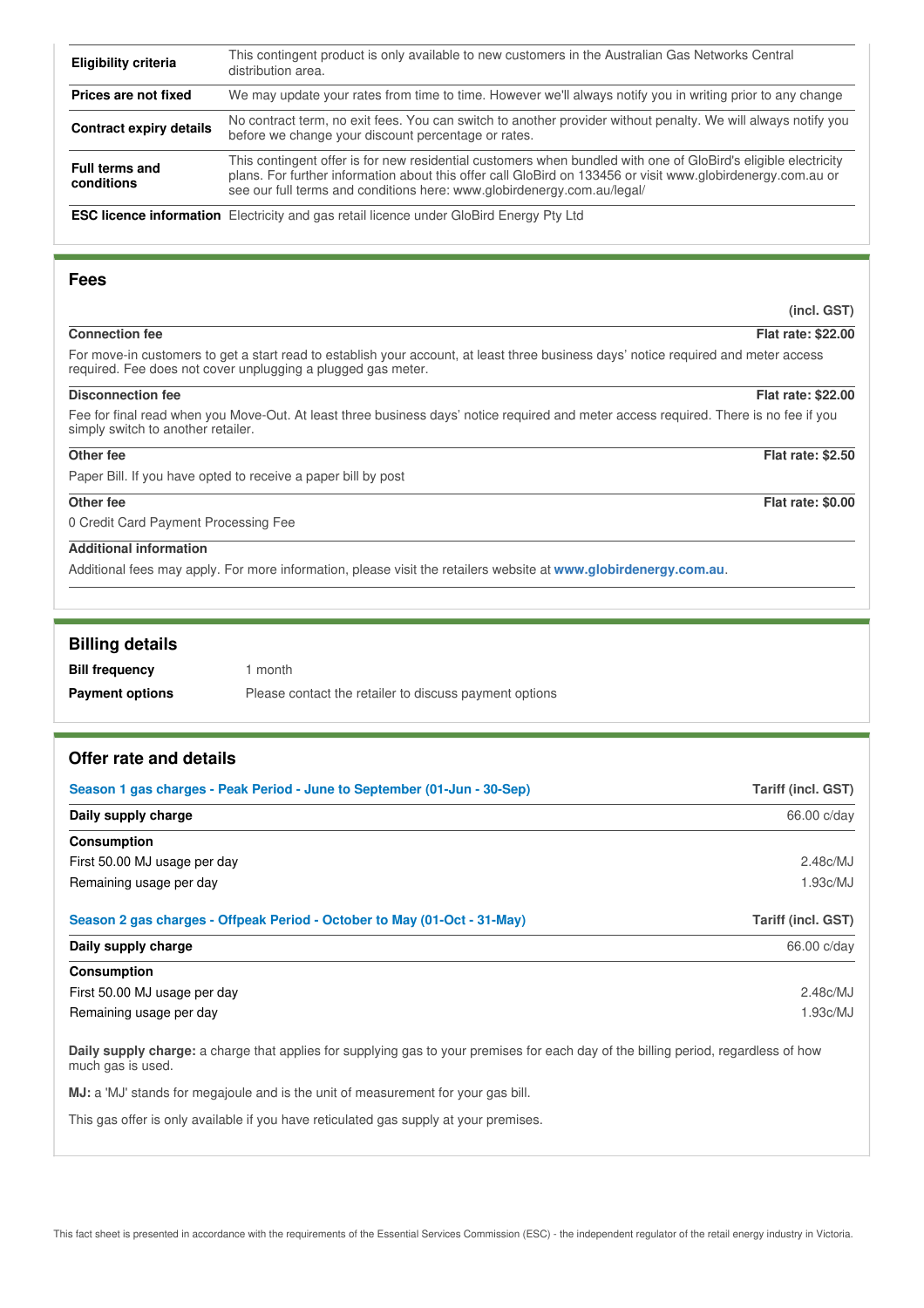| | |
|---|---|
| **Eligibility criteria** | This contingent product is only available to new customers in the Australian Gas Networks Central distribution area. |
| **Prices are not fixed** | We may update your rates from time to time. However we'll always notify you in writing prior to any change |
| **Contract expiry details** | No contract term, no exit fees. You can switch to another provider without penalty. We will always notify you before we change your discount percentage or rates. |
| **Full terms and conditions** | This contingent offer is for new residential customers when bundled with one of GloBird's eligible electricity plans. For further information about this offer call GloBird on 133456 or visit www.globirdenergy.com.au or see our full terms and conditions here: www.globirdenergy.com.au/legal/ |
| **ESC licence information** | Electricity and gas retail licence under GloBird Energy Pty Ltd |

## Fees

| | (incl. GST) |
|---|---|
| **Connection fee** | **Flat rate: $22.00** |

For move-in customers to get a start read to establish your account, at least three business days' notice required and meter access required. Fee does not cover unplugging a plugged gas meter.

| | |
|---|---|
| **Disconnection fee** | **Flat rate: $22.00** |

Fee for final read when you Move-Out. At least three business days' notice required and meter access required. There is no fee if you simply switch to another retailer.

| | |
|---|---|
| **Other fee** | **Flat rate: $2.50** |

Paper Bill. If you have opted to receive a paper bill by post

| | |
|---|---|
| **Other fee** | **Flat rate: $0.00** |

0 Credit Card Payment Processing Fee

**Additional information**

Additional fees may apply. For more information, please visit the retailers website at **www.globirdenergy.com.au**.

## Billing details

| | |
|---|---|
| **Bill frequency** | 1 month |
| **Payment options** | Please contact the retailer to discuss payment options |

## Offer rate and details

| Season 1 gas charges - Peak Period - June to September (01-Jun - 30-Sep) | Tariff (incl. GST) |
|---|---|
| **Daily supply charge** | 66.00 c/day |
| **Consumption** | |
| First 50.00 MJ usage per day | 2.48c/MJ |
| Remaining usage per day | 1.93c/MJ |

| Season 2 gas charges - Offpeak Period - October to May (01-Oct - 31-May) | Tariff (incl. GST) |
|---|---|
| **Daily supply charge** | 66.00 c/day |
| **Consumption** | |
| First 50.00 MJ usage per day | 2.48c/MJ |
| Remaining usage per day | 1.93c/MJ |

**Daily supply charge:** a charge that applies for supplying gas to your premises for each day of the billing period, regardless of how much gas is used.

**MJ:** a 'MJ' stands for megajoule and is the unit of measurement for your gas bill.

This gas offer is only available if you have reticulated gas supply at your premises.

This fact sheet is presented in accordance with the requirements of the Essential Services Commission (ESC) - the independent regulator of the retail energy industry in Victoria.